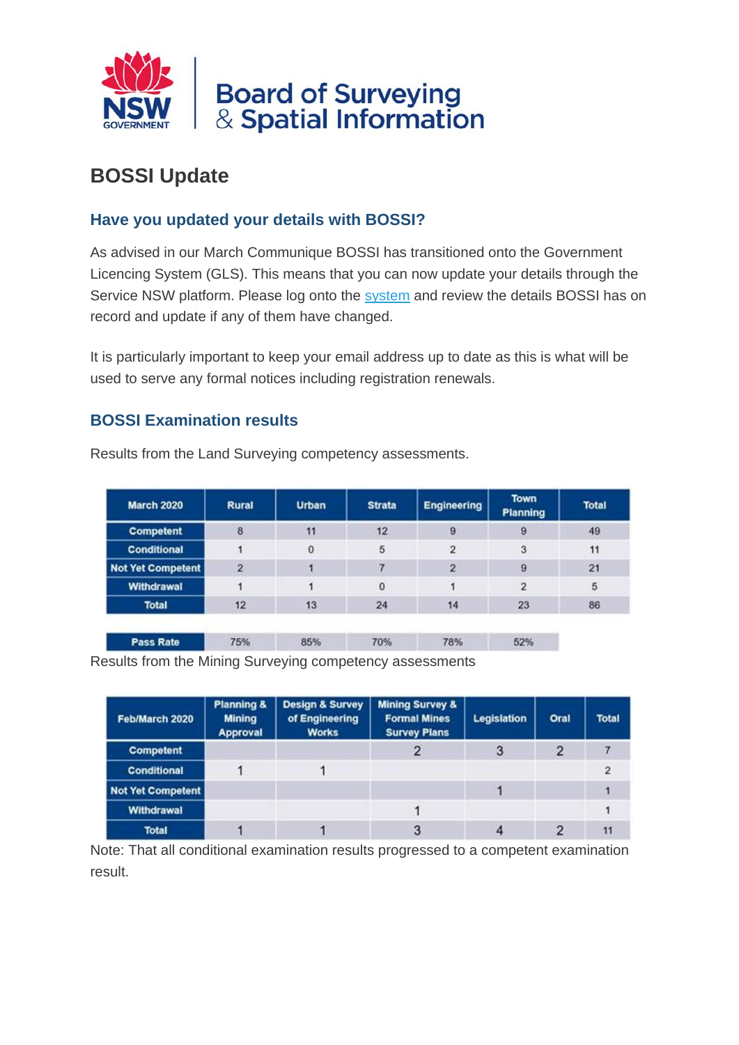# BOSSI Update

## Have you updated your details with BOSSI?

As advised in our March Communique BOSSI has transitioned onto the Government Licencing System (GLS). This means that you can now update your details through the Service NSW platform. Please log onto the system and review the details BOSSI has on record and update if any of them have changed.

It is particularly important to keep your email address up to date as this is what will be used to serve any formal notices including registration renewals.

## BOSSI Examination results

Results from the Land Surveying competency assessments.

| March 2020 | Rural | Urban | Strata | Engineering | Town Planning | Total |
|---|---|---|---|---|---|---|
| Competent | 8 | 11 | 12 | 9 | 9 | 49 |
| Conditional | 1 | 0 | 5 | 2 | 3 | 11 |
| Not Yet Competent | 2 | 1 | 7 | 2 | 9 | 21 |
| Withdrawal | 1 | 1 | 0 | 1 | 2 | 5 |
| Total | 12 | 13 | 24 | 14 | 23 | 86 |
| Pass Rate | 75% | 85% | 70% | 78% | 52% | |

Results from the Mining Surveying competency assessments

| Feb/March 2020 | Planning & Mining Approval | Design & Survey of Engineering Works | Mining Survey & Formal Mines Survey Plans | Legislation | Oral | Total |
|---|---|---|---|---|---|---|
| Competent | | | 2 | 3 | 2 | 7 |
| Conditional | 1 | 1 | | | | 2 |
| Not Yet Competent | | | | 1 | | 1 |
| Withdrawal | | | 1 | | | 1 |
| Total | 1 | 1 | 3 | 4 | 2 | 11 |

Note: That all conditional examination results progressed to a competent examination result.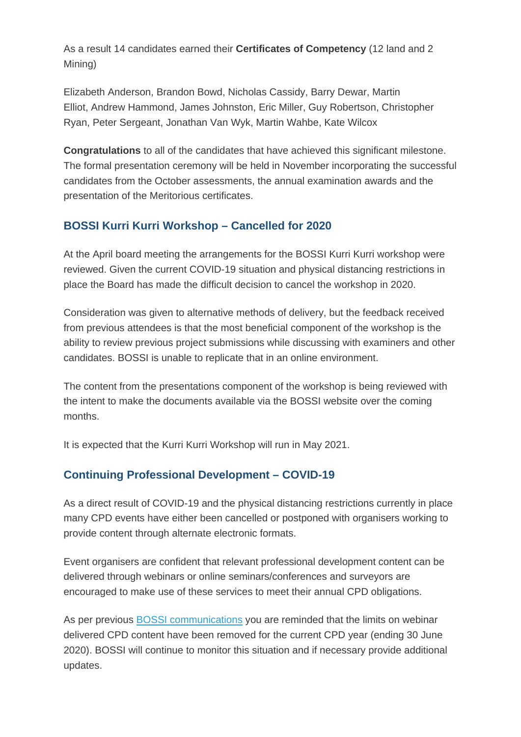As a result 14 candidates earned their **Certificates of Competency** (12 land and 2 Mining)

Elizabeth Anderson, Brandon Bowd, Nicholas Cassidy, Barry Dewar, Martin Elliot, Andrew Hammond, James Johnston, Eric Miller, Guy Robertson, Christopher Ryan, Peter Sergeant, Jonathan Van Wyk, Martin Wahbe, Kate Wilcox

**Congratulations** to all of the candidates that have achieved this significant milestone. The formal presentation ceremony will be held in November incorporating the successful candidates from the October assessments, the annual examination awards and the presentation of the Meritorious certificates.

### BOSSI Kurri Kurri Workshop – Cancelled for 2020

At the April board meeting the arrangements for the BOSSI Kurri Kurri workshop were reviewed. Given the current COVID-19 situation and physical distancing restrictions in place the Board has made the difficult decision to cancel the workshop in 2020.

Consideration was given to alternative methods of delivery, but the feedback received from previous attendees is that the most beneficial component of the workshop is the ability to review previous project submissions while discussing with examiners and other candidates. BOSSI is unable to replicate that in an online environment.

The content from the presentations component of the workshop is being reviewed with the intent to make the documents available via the BOSSI website over the coming months.

It is expected that the Kurri Kurri Workshop will run in May 2021.

### Continuing Professional Development – COVID-19

As a direct result of COVID-19 and the physical distancing restrictions currently in place many CPD events have either been cancelled or postponed with organisers working to provide content through alternate electronic formats.

Event organisers are confident that relevant professional development content can be delivered through webinars or online seminars/conferences and surveyors are encouraged to make use of these services to meet their annual CPD obligations.

As per previous BOSSI communications you are reminded that the limits on webinar delivered CPD content have been removed for the current CPD year (ending 30 June 2020). BOSSI will continue to monitor this situation and if necessary provide additional updates.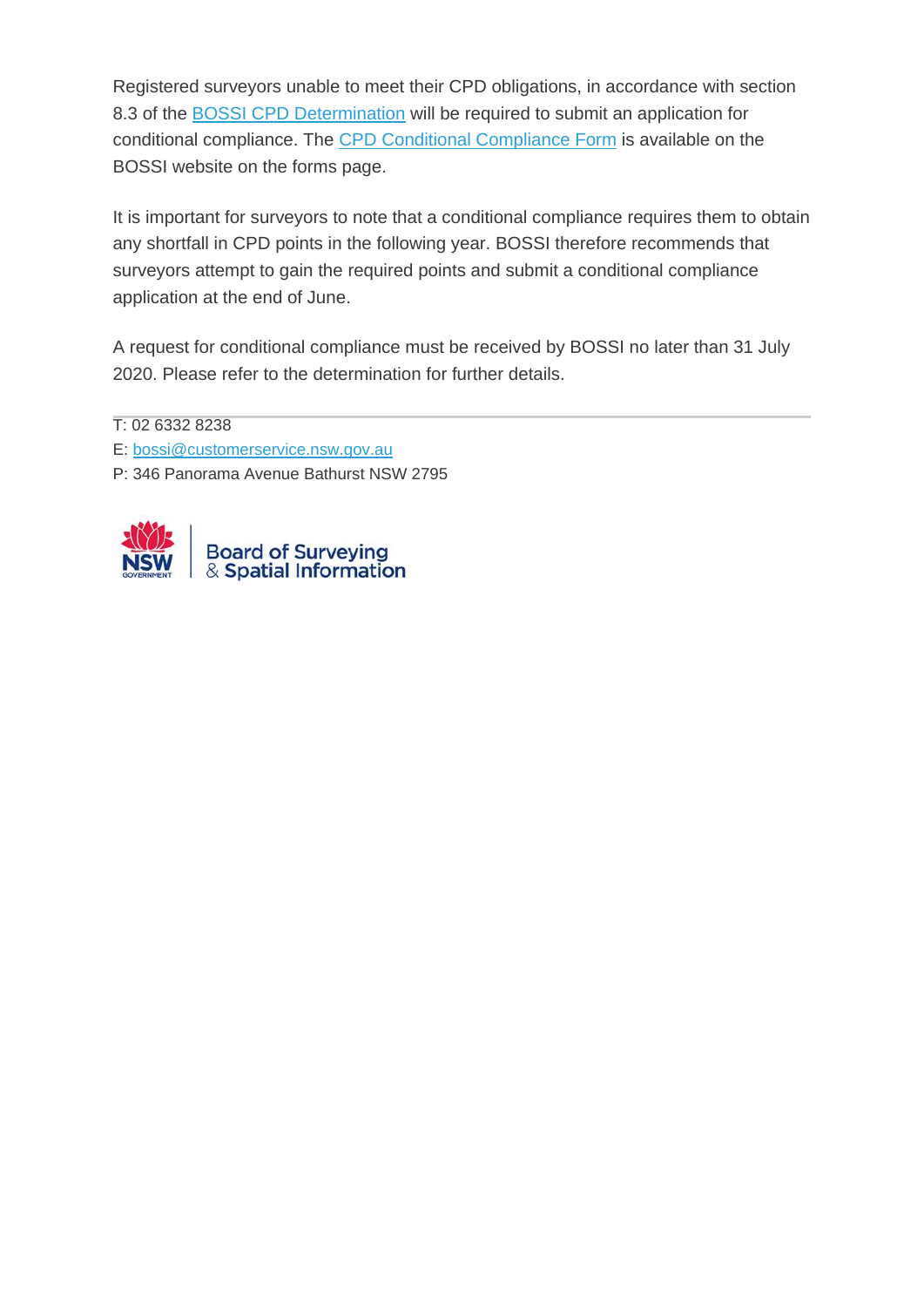Registered surveyors unable to meet their CPD obligations, in accordance with section 8.3 of the [BOSSI CPD Determination] will be required to submit an application for conditional compliance. The [CPD Conditional Compliance Form] is available on the BOSSI website on the forms page.

It is important for surveyors to note that a conditional compliance requires them to obtain any shortfall in CPD points in the following year. BOSSI therefore recommends that surveyors attempt to gain the required points and submit a conditional compliance application at the end of June.

A request for conditional compliance must be received by BOSSI no later than 31 July 2020. Please refer to the determination for further details.

---

T: 02 6332 8238

E: bossi@customerservice.nsw.gov.au

P: 346 Panorama Avenue Bathurst NSW 2795

NSW GOVERNMENT | Board of Surveying & Spatial Information